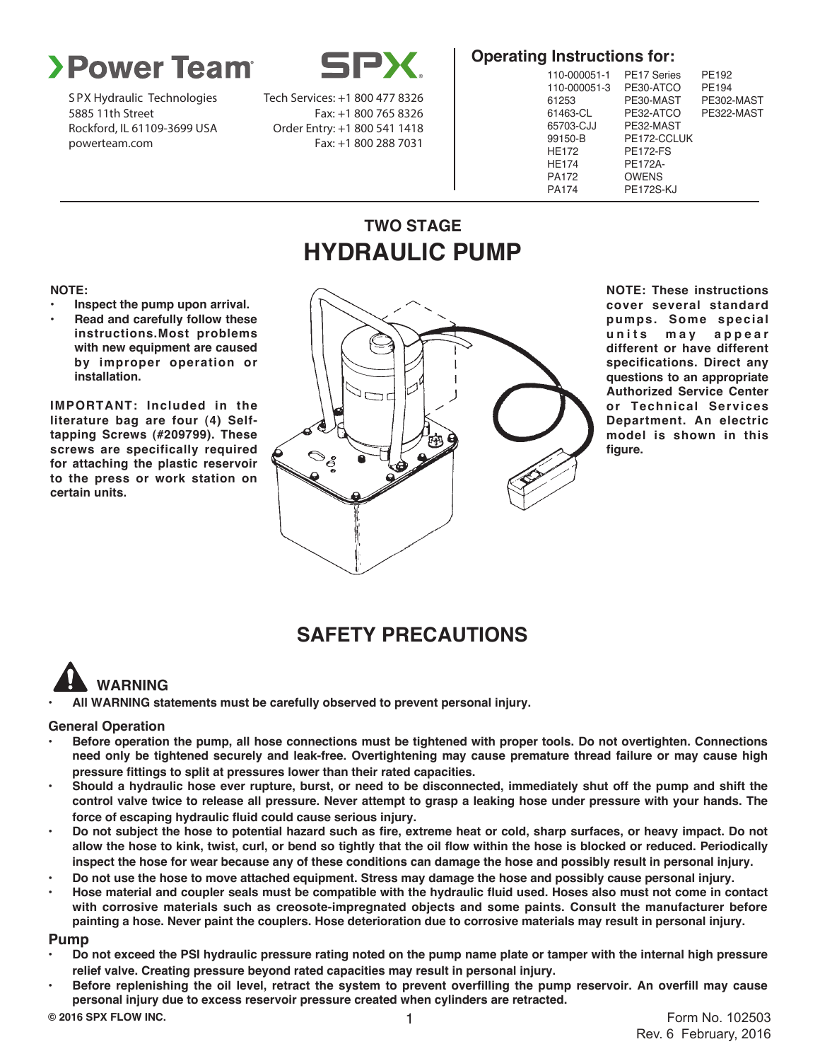**Power Team** | **SPX**

SPX Hydraulic Technologies
5885 11th Street
Rockford, IL 61109-3699 USA
powerteam.com

Tech Services: +1 800 477 8326
Fax: +1 800 765 8326
Order Entry: +1 800 541 1418
Fax: +1 800 288 7031

**Operating Instructions for:**

| | | |
|---|---|---|
| 110-000051-1 | PE17 Series | PE192 |
| 110-000051-3 | PE30-ATCO | PE194 |
| 61253 | PE30-MAST | PE302-MAST |
| 61463-CL | PE32-ATCO | PE322-MAST |
| 65703-CJJ | PE32-MAST | |
| 99150-B | PE172-CCLUK | |
| HE172 | PE172-FS | |
| HE174 | PE172A- | |
| PA172 | OWENS | |
| PA174 | PE172S-KJ | |

## TWO STAGE
# HYDRAULIC PUMP

**NOTE:**

- **Inspect the pump upon arrival.**
- **Read and carefully follow these instructions. Most problems with new equipment are caused by improper operation or installation.**

**IMPORTANT: Included in the literature bag are four (4) Self-tapping Screws (#209799). These screws are specifically required for attaching the plastic reservoir to the press or work station on certain units.**

**NOTE: These instructions cover several standard pumps. Some special units may appear different or have different specifications. Direct any questions to an appropriate Authorized Service Center or Technical Services Department. An electric model is shown in this figure.**

## SAFETY PRECAUTIONS

### WARNING

- **All WARNING statements must be carefully observed to prevent personal injury.**

### General Operation

- **Before operation the pump, all hose connections must be tightened with proper tools. Do not overtighten. Connections need only be tightened securely and leak-free. Overtightening may cause premature thread failure or may cause high pressure fittings to split at pressures lower than their rated capacities.**
- **Should a hydraulic hose ever rupture, burst, or need to be disconnected, immediately shut off the pump and shift the control valve twice to release all pressure. Never attempt to grasp a leaking hose under pressure with your hands. The force of escaping hydraulic fluid could cause serious injury.**
- **Do not subject the hose to potential hazard such as fire, extreme heat or cold, sharp surfaces, or heavy impact. Do not allow the hose to kink, twist, curl, or bend so tightly that the oil flow within the hose is blocked or reduced. Periodically inspect the hose for wear because any of these conditions can damage the hose and possibly result in personal injury.**
- **Do not use the hose to move attached equipment. Stress may damage the hose and possibly cause personal injury.**
- **Hose material and coupler seals must be compatible with the hydraulic fluid used. Hoses also must not come in contact with corrosive materials such as creosote-impregnated objects and some paints. Consult the manufacturer before painting a hose. Never paint the couplers. Hose deterioration due to corrosive materials may result in personal injury.**

### Pump

- **Do not exceed the PSI hydraulic pressure rating noted on the pump name plate or tamper with the internal high pressure relief valve. Creating pressure beyond rated capacities may result in personal injury.**
- **Before replenishing the oil level, retract the system to prevent overfilling the pump reservoir. An overfill may cause personal injury due to excess reservoir pressure created when cylinders are retracted.**

**© 2016 SPX FLOW INC.**

Form No. 102503
Rev. 6 February, 2016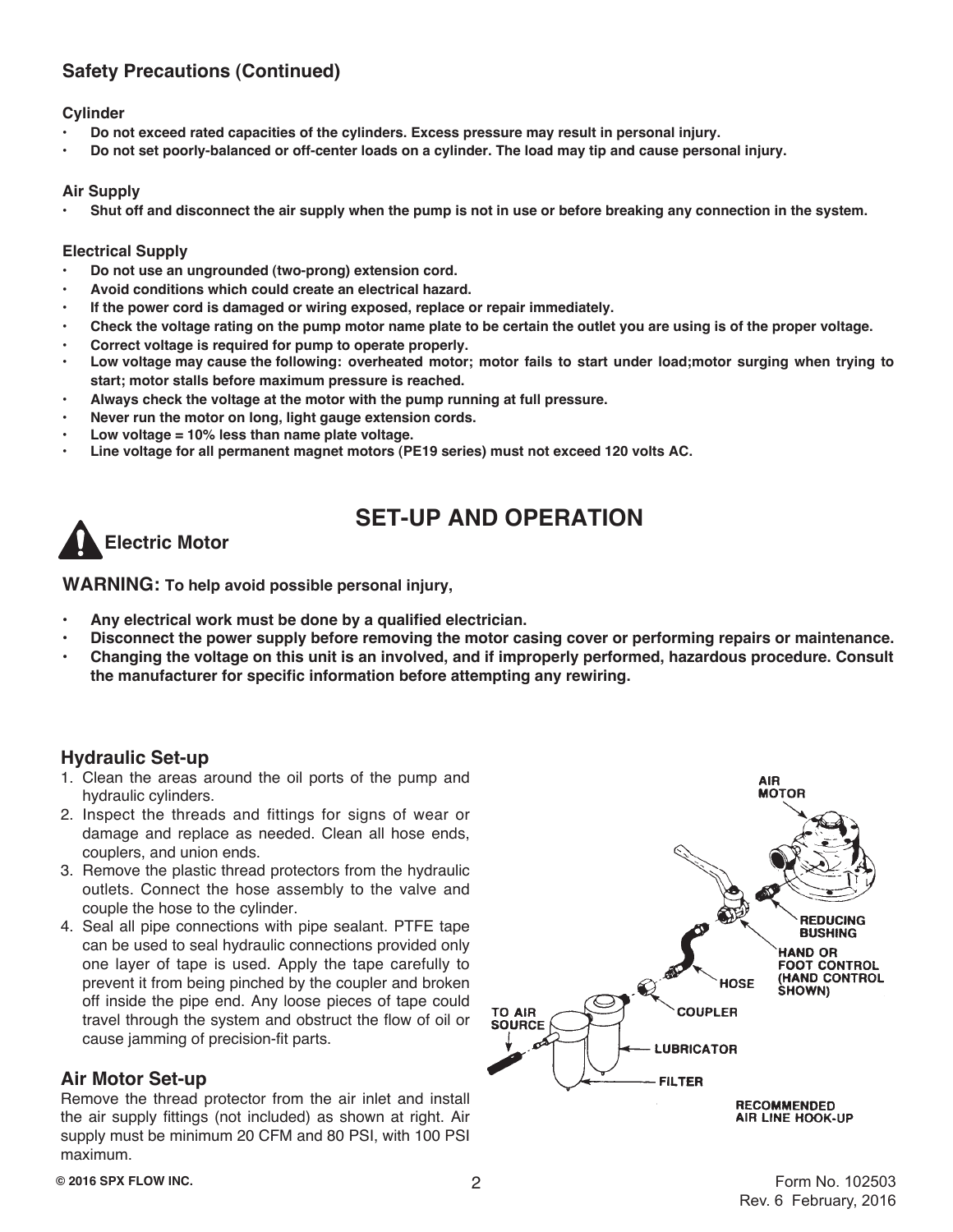## Safety Precautions (Continued)

### Cylinder

- **Do not exceed rated capacities of the cylinders. Excess pressure may result in personal injury.**
- **Do not set poorly-balanced or off-center loads on a cylinder. The load may tip and cause personal injury.**

### Air Supply

- **Shut off and disconnect the air supply when the pump is not in use or before breaking any connection in the system.**

### Electrical Supply

- **Do not use an ungrounded (two-prong) extension cord.**
- **Avoid conditions which could create an electrical hazard.**
- **If the power cord is damaged or wiring exposed, replace or repair immediately.**
- **Check the voltage rating on the pump motor name plate to be certain the outlet you are using is of the proper voltage.**
- **Correct voltage is required for pump to operate properly.**
- **Low voltage may cause the following: overheated motor; motor fails to start under load;motor surging when trying to start; motor stalls before maximum pressure is reached.**
- **Always check the voltage at the motor with the pump running at full pressure.**
- **Never run the motor on long, light gauge extension cords.**
- **Low voltage = 10% less than name plate voltage.**
- **Line voltage for all permanent magnet motors (PE19 series) must not exceed 120 volts AC.**

# SET-UP AND OPERATION

### Electric Motor

**WARNING: To help avoid possible personal injury,**

- **Any electrical work must be done by a qualified electrician.**
- **Disconnect the power supply before removing the motor casing cover or performing repairs or maintenance.**
- **Changing the voltage on this unit is an involved, and if improperly performed, hazardous procedure. Consult the manufacturer for specific information before attempting any rewiring.**

### Hydraulic Set-up

1. Clean the areas around the oil ports of the pump and hydraulic cylinders.
2. Inspect the threads and fittings for signs of wear or damage and replace as needed. Clean all hose ends, couplers, and union ends.
3. Remove the plastic thread protectors from the hydraulic outlets. Connect the hose assembly to the valve and couple the hose to the cylinder.
4. Seal all pipe connections with pipe sealant. PTFE tape can be used to seal hydraulic connections provided only one layer of tape is used. Apply the tape carefully to prevent it from being pinched by the coupler and broken off inside the pipe end. Any loose pieces of tape could travel through the system and obstruct the flow of oil or cause jamming of precision-fit parts.

### Air Motor Set-up

Remove the thread protector from the air inlet and install the air supply fittings (not included) as shown at right. Air supply must be minimum 20 CFM and 80 PSI, with 100 PSI maximum.

AIR MOTOR — REDUCING BUSHING — HAND OR FOOT CONTROL (HAND CONTROL SHOWN) — HOSE — COUPLER — LUBRICATOR — FILTER — TO AIR SOURCE

RECOMMENDED AIR LINE HOOK-UP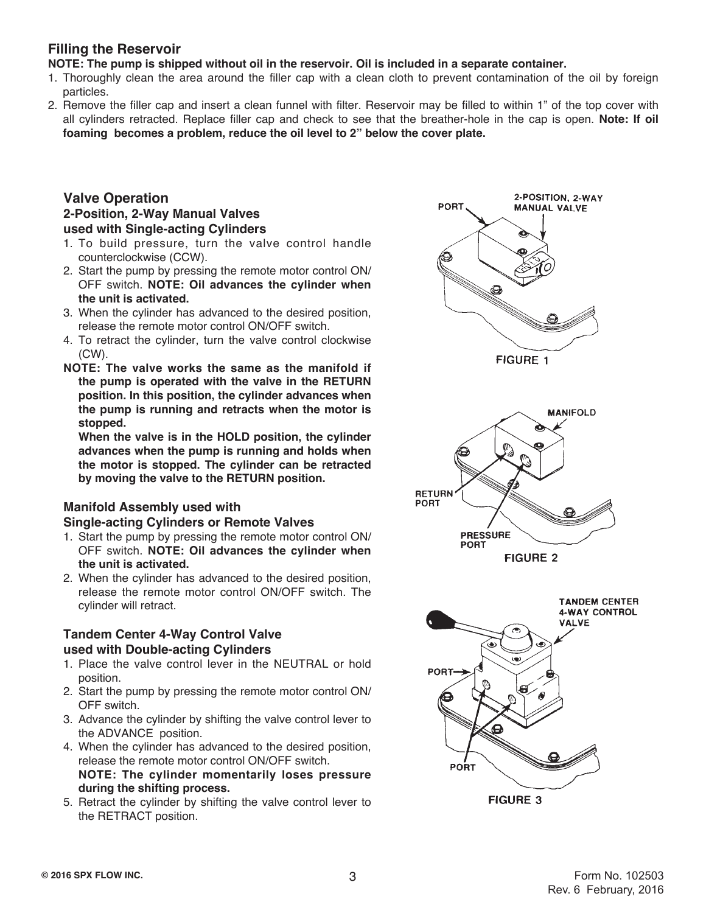## Filling the Reservoir

**NOTE: The pump is shipped without oil in the reservoir. Oil is included in a separate container.**

1. Thoroughly clean the area around the filler cap with a clean cloth to prevent contamination of the oil by foreign particles.
2. Remove the filler cap and insert a clean funnel with filter. Reservoir may be filled to within 1" of the top cover with all cylinders retracted. Replace filler cap and check to see that the breather-hole in the cap is open. **Note: If oil foaming becomes a problem, reduce the oil level to 2" below the cover plate.**

## Valve Operation

### 2-Position, 2-Way Manual Valves used with Single-acting Cylinders

1. To build pressure, turn the valve control handle counterclockwise (CCW).
2. Start the pump by pressing the remote motor control ON/OFF switch. **NOTE: Oil advances the cylinder when the unit is activated.**
3. When the cylinder has advanced to the desired position, release the remote motor control ON/OFF switch.
4. To retract the cylinder, turn the valve control clockwise (CW).

**NOTE: The valve works the same as the manifold if the pump is operated with the valve in the RETURN position. In this position, the cylinder advances when the pump is running and retracts when the motor is stopped.**

**When the valve is in the HOLD position, the cylinder advances when the pump is running and holds when the motor is stopped. The cylinder can be retracted by moving the valve to the RETURN position.**

PORT

2-POSITION, 2-WAY MANUAL VALVE

FIGURE 1

### Manifold Assembly used with Single-acting Cylinders or Remote Valves

1. Start the pump by pressing the remote motor control ON/OFF switch. **NOTE: Oil advances the cylinder when the unit is activated.**
2. When the cylinder has advanced to the desired position, release the remote motor control ON/OFF switch. The cylinder will retract.

MANIFOLD

RETURN PORT

PRESSURE PORT

FIGURE 2

### Tandem Center 4-Way Control Valve used with Double-acting Cylinders

1. Place the valve control lever in the NEUTRAL or hold position.
2. Start the pump by pressing the remote motor control ON/OFF switch.
3. Advance the cylinder by shifting the valve control lever to the ADVANCE position.
4. When the cylinder has advanced to the desired position, release the remote motor control ON/OFF switch.
   **NOTE: The cylinder momentarily loses pressure during the shifting process.**
5. Retract the cylinder by shifting the valve control lever to the RETRACT position.

TANDEM CENTER 4-WAY CONTROL VALVE

PORT

PORT

FIGURE 3

© 2016 SPX FLOW INC.

Form No. 102503
Rev. 6 February, 2016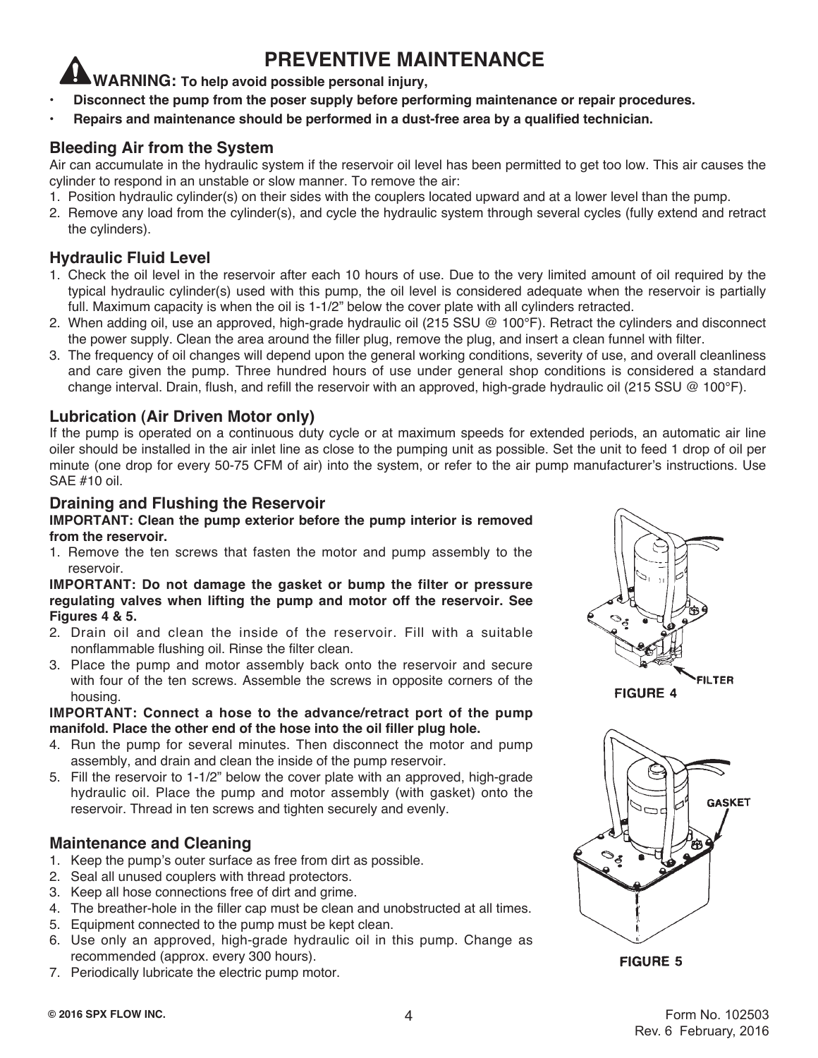# PREVENTIVE MAINTENANCE

**WARNING: To help avoid possible personal injury,**

- **Disconnect the pump from the poser supply before performing maintenance or repair procedures.**
- **Repairs and maintenance should be performed in a dust-free area by a qualified technician.**

## Bleeding Air from the System

Air can accumulate in the hydraulic system if the reservoir oil level has been permitted to get too low. This air causes the cylinder to respond in an unstable or slow manner. To remove the air:

1. Position hydraulic cylinder(s) on their sides with the couplers located upward and at a lower level than the pump.
2. Remove any load from the cylinder(s), and cycle the hydraulic system through several cycles (fully extend and retract the cylinders).

## Hydraulic Fluid Level

1. Check the oil level in the reservoir after each 10 hours of use. Due to the very limited amount of oil required by the typical hydraulic cylinder(s) used with this pump, the oil level is considered adequate when the reservoir is partially full. Maximum capacity is when the oil is 1-1/2" below the cover plate with all cylinders retracted.
2. When adding oil, use an approved, high-grade hydraulic oil (215 SSU @ 100°F). Retract the cylinders and disconnect the power supply. Clean the area around the filler plug, remove the plug, and insert a clean funnel with filter.
3. The frequency of oil changes will depend upon the general working conditions, severity of use, and overall cleanliness and care given the pump. Three hundred hours of use under general shop conditions is considered a standard change interval. Drain, flush, and refill the reservoir with an approved, high-grade hydraulic oil (215 SSU @ 100°F).

## Lubrication (Air Driven Motor only)

If the pump is operated on a continuous duty cycle or at maximum speeds for extended periods, an automatic air line oiler should be installed in the air inlet line as close to the pumping unit as possible. Set the unit to feed 1 drop of oil per minute (one drop for every 50-75 CFM of air) into the system, or refer to the air pump manufacturer's instructions. Use SAE #10 oil.

## Draining and Flushing the Reservoir

**IMPORTANT: Clean the pump exterior before the pump interior is removed from the reservoir.**

1. Remove the ten screws that fasten the motor and pump assembly to the reservoir.

**IMPORTANT: Do not damage the gasket or bump the filter or pressure regulating valves when lifting the pump and motor off the reservoir. See Figures 4 & 5.**

2. Drain oil and clean the inside of the reservoir. Fill with a suitable nonflammable flushing oil. Rinse the filter clean.
3. Place the pump and motor assembly back onto the reservoir and secure with four of the ten screws. Assemble the screws in opposite corners of the housing.

**IMPORTANT: Connect a hose to the advance/retract port of the pump manifold. Place the other end of the hose into the oil filler plug hole.**

4. Run the pump for several minutes. Then disconnect the motor and pump assembly, and drain and clean the inside of the pump reservoir.
5. Fill the reservoir to 1-1/2" below the cover plate with an approved, high-grade hydraulic oil. Place the pump and motor assembly (with gasket) onto the reservoir. Thread in ten screws and tighten securely and evenly.

FILTER

FIGURE 4

GASKET

FIGURE 5

## Maintenance and Cleaning

1. Keep the pump's outer surface as free from dirt as possible.
2. Seal all unused couplers with thread protectors.
3. Keep all hose connections free of dirt and grime.
4. The breather-hole in the filler cap must be clean and unobstructed at all times.
5. Equipment connected to the pump must be kept clean.
6. Use only an approved, high-grade hydraulic oil in this pump. Change as recommended (approx. every 300 hours).
7. Periodically lubricate the electric pump motor.

© 2016 SPX FLOW INC.

Form No. 102503
Rev. 6 February, 2016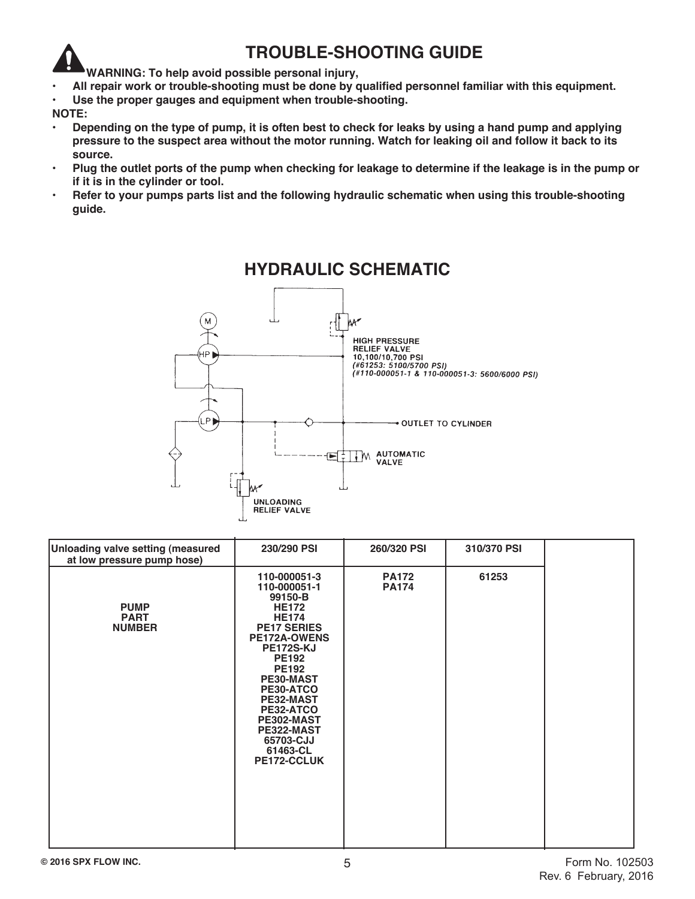# TROUBLE-SHOOTING GUIDE

**WARNING: To help avoid possible personal injury,**

- **All repair work or trouble-shooting must be done by qualified personnel familiar with this equipment.**
- **Use the proper gauges and equipment when trouble-shooting.**

**NOTE:**

- **Depending on the type of pump, it is often best to check for leaks by using a hand pump and applying pressure to the suspect area without the motor running. Watch for leaking oil and follow it back to its source.**
- **Plug the outlet ports of the pump when checking for leakage to determine if the leakage is in the pump or if it is in the cylinder or tool.**
- **Refer to your pumps parts list and the following hydraulic schematic when using this trouble-shooting guide.**

## HYDRAULIC SCHEMATIC

M

HP

LP

HIGH PRESSURE RELIEF VALVE 10,100/10,700 PSI
*(#61253: 5100/5700 PSI)*
*(#110-000051-1 & 110-000051-3: 5600/6000 PSI)*

OUTLET TO CYLINDER

AUTOMATIC VALVE

UNLOADING RELIEF VALVE

| Unloading valve setting (measured at low pressure pump hose) | 230/290 PSI | 260/320 PSI | 310/370 PSI | |
|---|---|---|---|---|
| **PUMP PART NUMBER** | **110-000051-3<br>110-000051-1<br>99150-B<br>HE172<br>HE174<br>PE17 SERIES<br>PE172A-OWENS<br>PE172S-KJ<br>PE192<br>PE192<br>PE30-MAST<br>PE30-ATCO<br>PE32-MAST<br>PE32-ATCO<br>PE302-MAST<br>PE322-MAST<br>65703-CJJ<br>61463-CL<br>PE172-CCLUK** | **PA172<br>PA174** | **61253** | |

**© 2016 SPX FLOW INC.**

Form No. 102503
Rev. 6 February, 2016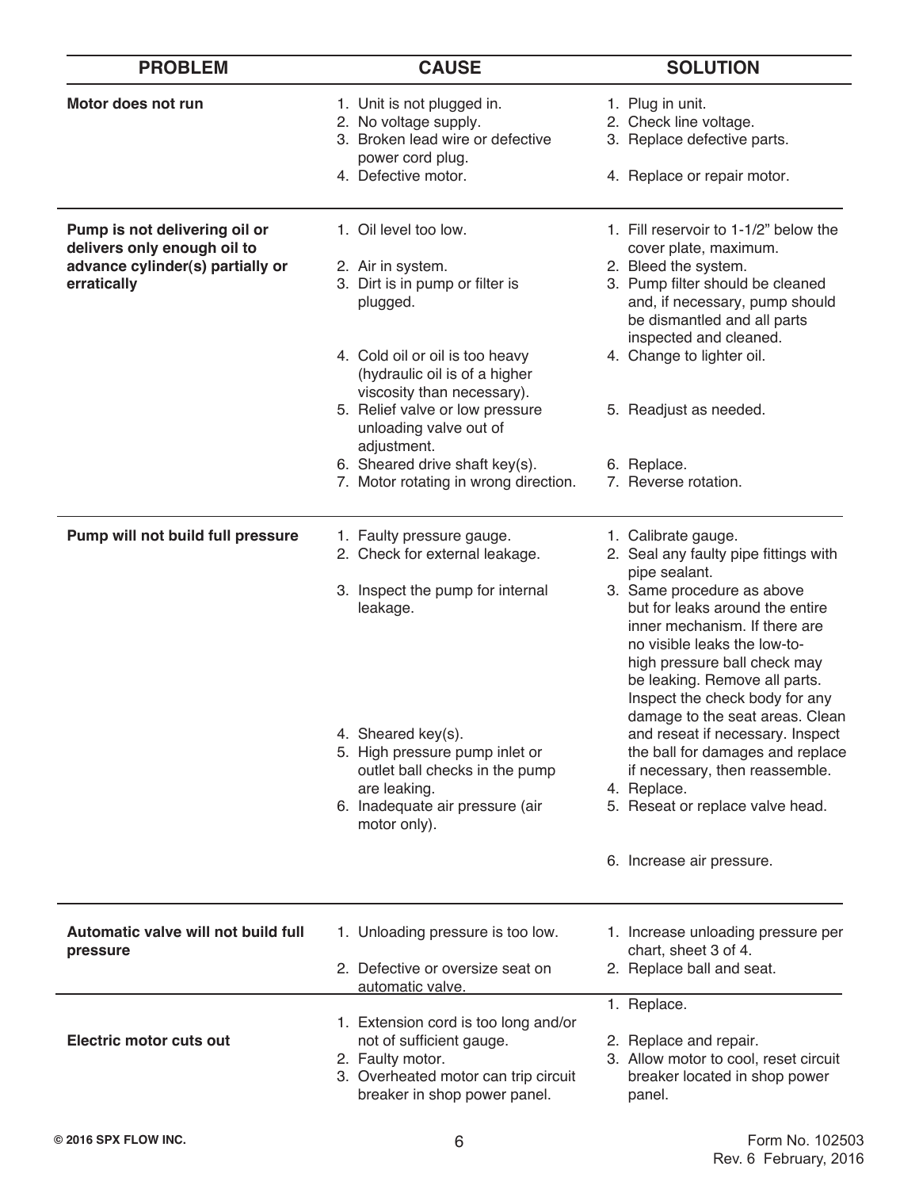| PROBLEM | CAUSE | SOLUTION |
|---|---|---|
| **Motor does not run** | 1. Unit is not plugged in.<br>2. No voltage supply.<br>3. Broken lead wire or defective power cord plug.<br>4. Defective motor. | 1. Plug in unit.<br>2. Check line voltage.<br>3. Replace defective parts.<br>4. Replace or repair motor. |
| **Pump is not delivering oil or delivers only enough oil to advance cylinder(s) partially or erratically** | 1. Oil level too low.<br>2. Air in system.<br>3. Dirt is in pump or filter is plugged.<br>4. Cold oil or oil is too heavy (hydraulic oil is of a higher viscosity than necessary).<br>5. Relief valve or low pressure unloading valve out of adjustment.<br>6. Sheared drive shaft key(s).<br>7. Motor rotating in wrong direction. | 1. Fill reservoir to 1-1/2" below the cover plate, maximum.<br>2. Bleed the system.<br>3. Pump filter should be cleaned and, if necessary, pump should be dismantled and all parts inspected and cleaned.<br>4. Change to lighter oil.<br>5. Readjust as needed.<br>6. Replace.<br>7. Reverse rotation. |
| **Pump will not build full pressure** | 1. Faulty pressure gauge.<br>2. Check for external leakage.<br>3. Inspect the pump for internal leakage.<br>4. Sheared key(s).<br>5. High pressure pump inlet or outlet ball checks in the pump are leaking.<br>6. Inadequate air pressure (air motor only). | 1. Calibrate gauge.<br>2. Seal any faulty pipe fittings with pipe sealant.<br>3. Same procedure as above but for leaks around the entire inner mechanism. If there are no visible leaks the low-to-high pressure ball check may be leaking. Remove all parts. Inspect the check body for any damage to the seat areas. Clean and reseat if necessary. Inspect the ball for damages and replace if necessary, then reassemble.<br>4. Replace.<br>5. Reseat or replace valve head.<br>6. Increase air pressure. |
| **Automatic valve will not build full pressure** | 1. Unloading pressure is too low.<br>2. Defective or oversize seat on automatic valve. | 1. Increase unloading pressure per chart, sheet 3 of 4.<br>2. Replace ball and seat. |
| **Electric motor cuts out** | 1. Extension cord is too long and/or not of sufficient gauge.<br>2. Faulty motor.<br>3. Overheated motor can trip circuit breaker in shop power panel. | 1. Replace.<br>2. Replace and repair.<br>3. Allow motor to cool, reset circuit breaker located in shop power panel. |

© 2016 SPX FLOW INC.

Form No. 102503
Rev. 6 February, 2016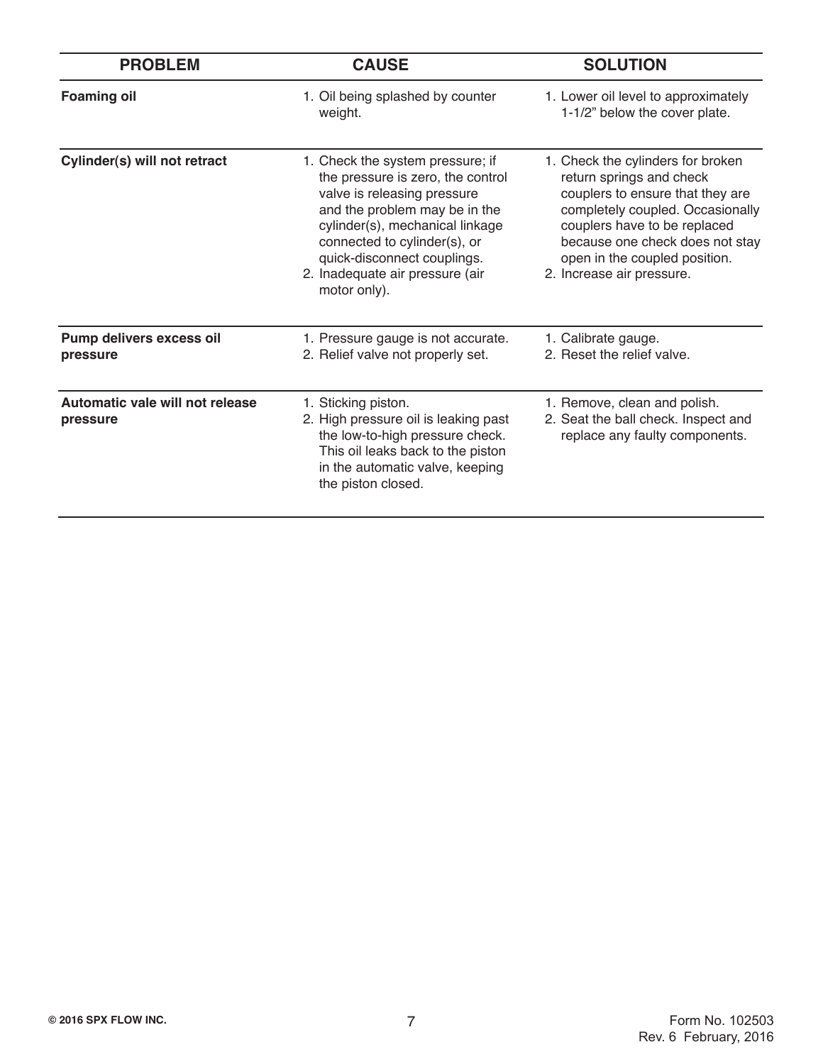| PROBLEM | CAUSE | SOLUTION |
|---|---|---|
| **Foaming oil** | 1. Oil being splashed by counter weight. | 1. Lower oil level to approximately 1-1/2" below the cover plate. |
| **Cylinder(s) will not retract** | 1. Check the system pressure; if the pressure is zero, the control valve is releasing pressure and the problem may be in the cylinder(s), mechanical linkage connected to cylinder(s), or quick-disconnect couplings.<br>2. Inadequate air pressure (air motor only). | 1. Check the cylinders for broken return springs and check couplers to ensure that they are completely coupled. Occasionally couplers have to be replaced because one check does not stay open in the coupled position.<br>2. Increase air pressure. |
| **Pump delivers excess oil pressure** | 1. Pressure gauge is not accurate.<br>2. Relief valve not properly set. | 1. Calibrate gauge.<br>2. Reset the relief valve. |
| **Automatic vale will not release pressure** | 1. Sticking piston.<br>2. High pressure oil is leaking past the low-to-high pressure check. This oil leaks back to the piston in the automatic valve, keeping the piston closed. | 1. Remove, clean and polish.<br>2. Seat the ball check. Inspect and replace any faulty components. |

© 2016 SPX FLOW INC.

Form No. 102503
Rev. 6 February, 2016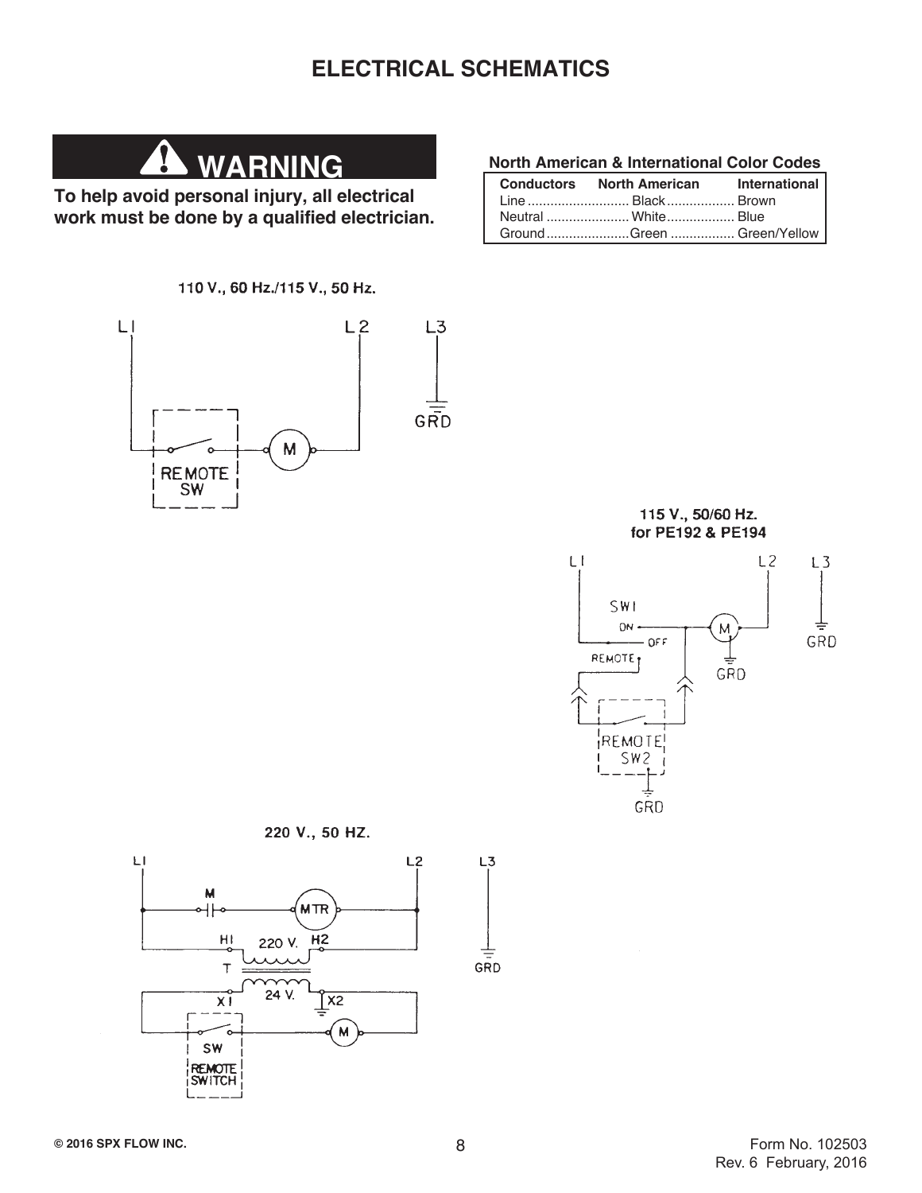# ELECTRICAL SCHEMATICS

## ⚠ WARNING

**To help avoid personal injury, all electrical work must be done by a qualified electrician.**

**North American & International Color Codes**

| Conductors | North American | International |
|---|---|---|
| Line | Black | Brown |
| Neutral | White | Blue |
| Ground | Green | Green/Yellow |

110 V., 60 Hz./115 V., 50 Hz.

L1
L2
L3
GRD
REMOTE SW
M

115 V., 50/60 Hz.
for PE192 & PE194

L1
L2
L3
SW1
ON
OFF
REMOTE
M
GRD
REMOTE SW2
GRD
GRD

220 V., 50 HZ.

L1
L2
L3
M
MTR
H1
220 V.
H2
T
24 V.
X1
X2
SW
REMOTE SWITCH
M
GRD

© 2016 SPX FLOW INC.

Form No. 102503
Rev. 6 February, 2016